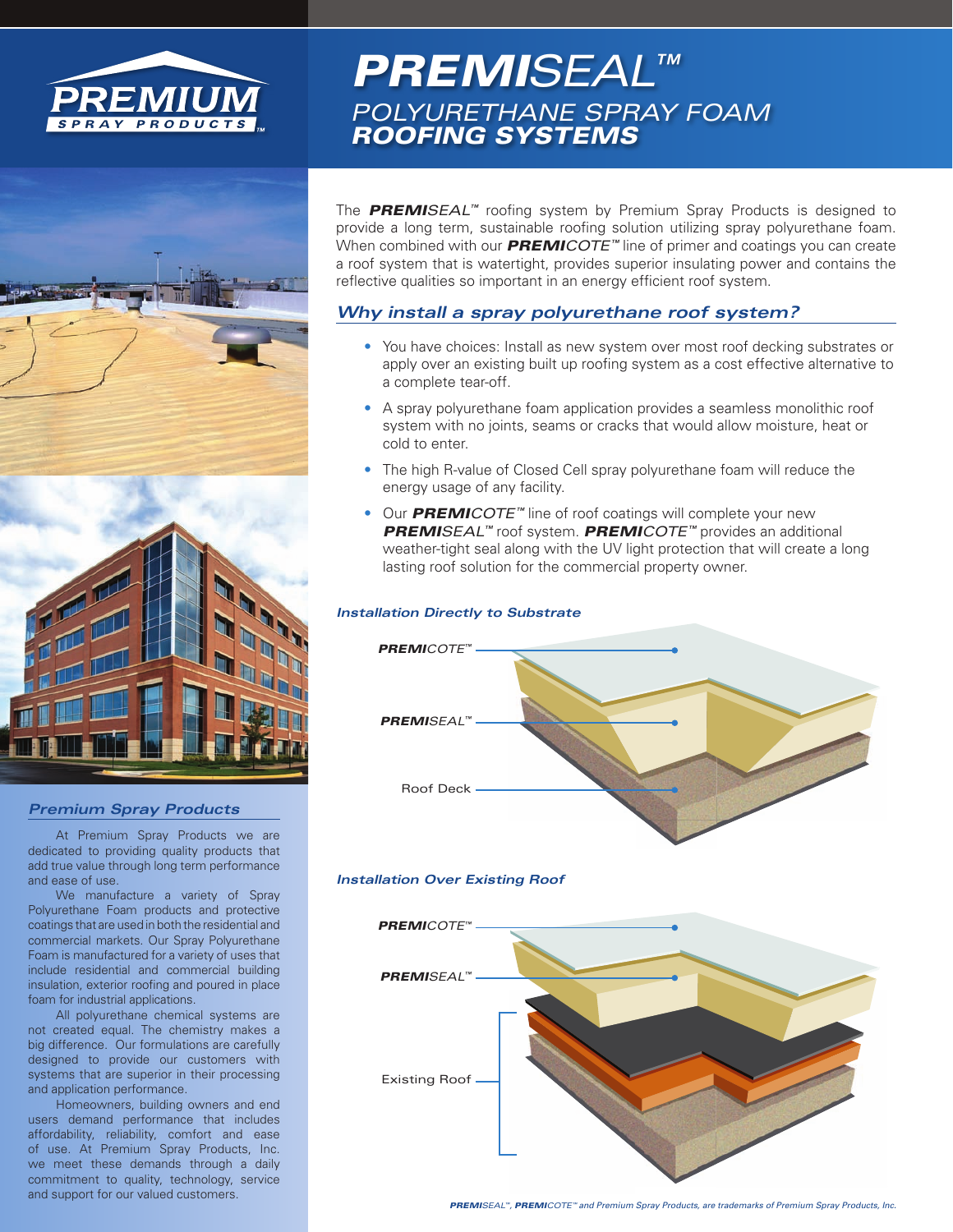# ***PREMI*SEAL™**

## *POLYURETHANE SPRAY FOAM* ***ROOFING SYSTEMS***

The ***PREMI**SEAL™* roofing system by Premium Spray Products is designed to provide a long term, sustainable roofing solution utilizing spray polyurethane foam. When combined with our ***PREMI**COTE™* line of primer and coatings you can create a roof system that is watertight, provides superior insulating power and contains the reflective qualities so important in an energy efficient roof system.

### *Why install a spray polyurethane roof system?*

- You have choices: Install as new system over most roof decking substrates or apply over an existing built up roofing system as a cost effective alternative to a complete tear-off.
- A spray polyurethane foam application provides a seamless monolithic roof system with no joints, seams or cracks that would allow moisture, heat or cold to enter.
- The high R-value of Closed Cell spray polyurethane foam will reduce the energy usage of any facility.
- Our ***PREMI**COTE™* line of roof coatings will complete your new ***PREMI**SEAL™* roof system. ***PREMI**COTE™* provides an additional weather-tight seal along with the UV light protection that will create a long lasting roof solution for the commercial property owner.

#### *Installation Directly to Substrate*

***PREMI**COTE™*

***PREMI**SEAL™*

Roof Deck

#### *Installation Over Existing Roof*

***PREMI**COTE™*

***PREMI**SEAL™*

Existing Roof

### *Premium Spray Products*

At Premium Spray Products we are dedicated to providing quality products that add true value through long term performance and ease of use.

We manufacture a variety of Spray Polyurethane Foam products and protective coatings that are used in both the residential and commercial markets. Our Spray Polyurethane Foam is manufactured for a variety of uses that include residential and commercial building insulation, exterior roofing and poured in place foam for industrial applications.

All polyurethane chemical systems are not created equal. The chemistry makes a big difference. Our formulations are carefully designed to provide our customers with systems that are superior in their processing and application performance.

Homeowners, building owners and end users demand performance that includes affordability, reliability, comfort and ease of use. At Premium Spray Products, Inc. we meet these demands through a daily commitment to quality, technology, service and support for our valued customers.

*PREMISEAL™, PREMICOTE™ and Premium Spray Products, are trademarks of Premium Spray Products, Inc.*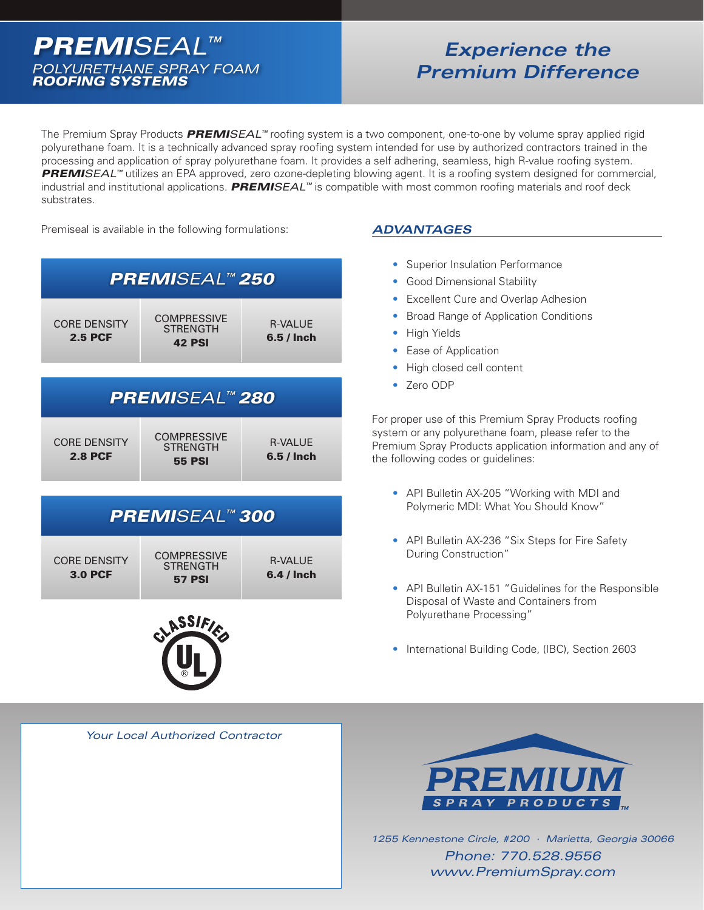# ***PREMI**SEAL™*

*POLYURETHANE SPRAY FOAM*
***ROOFING SYSTEMS***

## *Experience the Premium Difference*

The Premium Spray Products ***PREMI**SEAL™* roofing system is a two component, one-to-one by volume spray applied rigid polyurethane foam. It is a technically advanced spray roofing system intended for use by authorized contractors trained in the processing and application of spray polyurethane foam. It provides a self adhering, seamless, high R-value roofing system. ***PREMI**SEAL™* utilizes an EPA approved, zero ozone-depleting blowing agent. It is a roofing system designed for commercial, industrial and institutional applications. ***PREMI**SEAL™* is compatible with most common roofing materials and roof deck substrates.

Premiseal is available in the following formulations:

### ***PREMI**SEAL™ **250***

| CORE DENSITY | COMPRESSIVE STRENGTH | R-VALUE |
|---|---|---|
| **2.5 PCF** | **42 PSI** | **6.5 / Inch** |

### ***PREMI**SEAL™ **280***

| CORE DENSITY | COMPRESSIVE STRENGTH | R-VALUE |
|---|---|---|
| **2.8 PCF** | **55 PSI** | **6.5 / Inch** |

### ***PREMI**SEAL™ **300***

| CORE DENSITY | COMPRESSIVE STRENGTH | R-VALUE |
|---|---|---|
| **3.0 PCF** | **57 PSI** | **6.4 / Inch** |

CLASSIFIED UL®

## *ADVANTAGES*

- Superior Insulation Performance
- Good Dimensional Stability
- Excellent Cure and Overlap Adhesion
- Broad Range of Application Conditions
- High Yields
- Ease of Application
- High closed cell content
- Zero ODP

For proper use of this Premium Spray Products roofing system or any polyurethane foam, please refer to the Premium Spray Products application information and any of the following codes or guidelines:

- API Bulletin AX-205 "Working with MDI and Polymeric MDI: What You Should Know"
- API Bulletin AX-236 "Six Steps for Fire Safety During Construction"
- API Bulletin AX-151 "Guidelines for the Responsible Disposal of Waste and Containers from Polyurethane Processing"
- International Building Code, (IBC), Section 2603

*Your Local Authorized Contractor*

**PREMIUM SPRAY PRODUCTS™**

*1255 Kennestone Circle, #200 · Marietta, Georgia 30066*
*Phone: 770.528.9556*
*www.PremiumSpray.com*